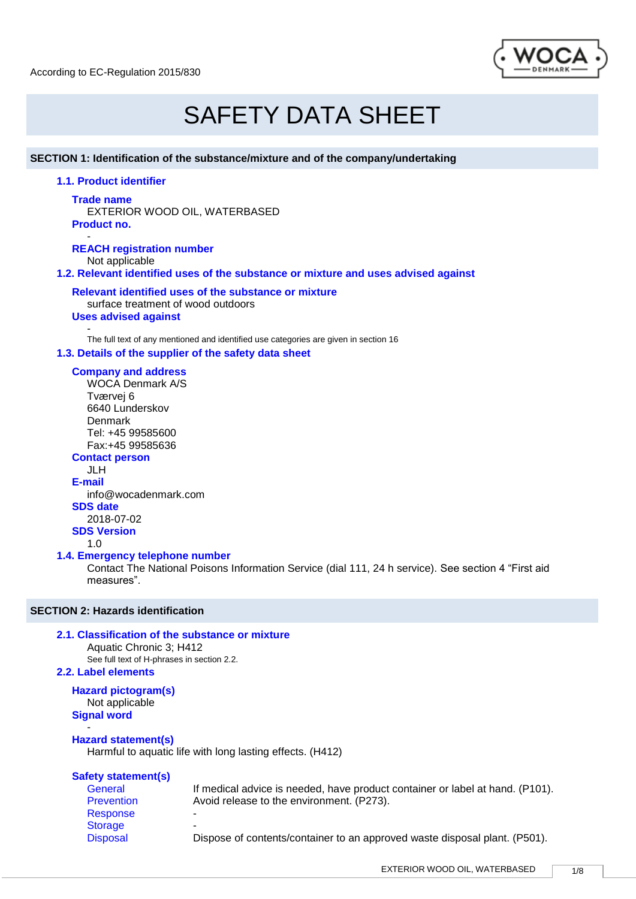According to EC-Regulation 2015/830

# SAFETY DATA SHEET

## SECTION 1: Identification of the substance/mixture and of the company/undertaking

### 1.1. Product identifier

**Trade name**
EXTERIOR WOOD OIL, WATERBASED

**Product no.**
-

**REACH registration number**
Not applicable

### 1.2. Relevant identified uses of the substance or mixture and uses advised against

**Relevant identified uses of the substance or mixture**
surface treatment of wood outdoors

**Uses advised against**
-

The full text of any mentioned and identified use categories are given in section 16

### 1.3. Details of the supplier of the safety data sheet

**Company and address**
WOCA Denmark A/S
Tværvej 6
6640 Lunderskov
Denmark
Tel: +45 99585600
Fax:+45 99585636

**Contact person**
JLH

**E-mail**
info@wocadenmark.com

**SDS date**
2018-07-02

**SDS Version**
1.0

### 1.4. Emergency telephone number

Contact The National Poisons Information Service (dial 111, 24 h service). See section 4 "First aid measures".

## SECTION 2: Hazards identification

### 2.1. Classification of the substance or mixture

Aquatic Chronic 3; H412
See full text of H-phrases in section 2.2.

### 2.2. Label elements

**Hazard pictogram(s)**
Not applicable

**Signal word**
-

**Hazard statement(s)**
Harmful to aquatic life with long lasting effects. (H412)

**Safety statement(s)**

| | |
|---|---|
| General | If medical advice is needed, have product container or label at hand. (P101). |
| Prevention | Avoid release to the environment. (P273). |
| Response | - |
| Storage | - |
| Disposal | Dispose of contents/container to an approved waste disposal plant. (P501). |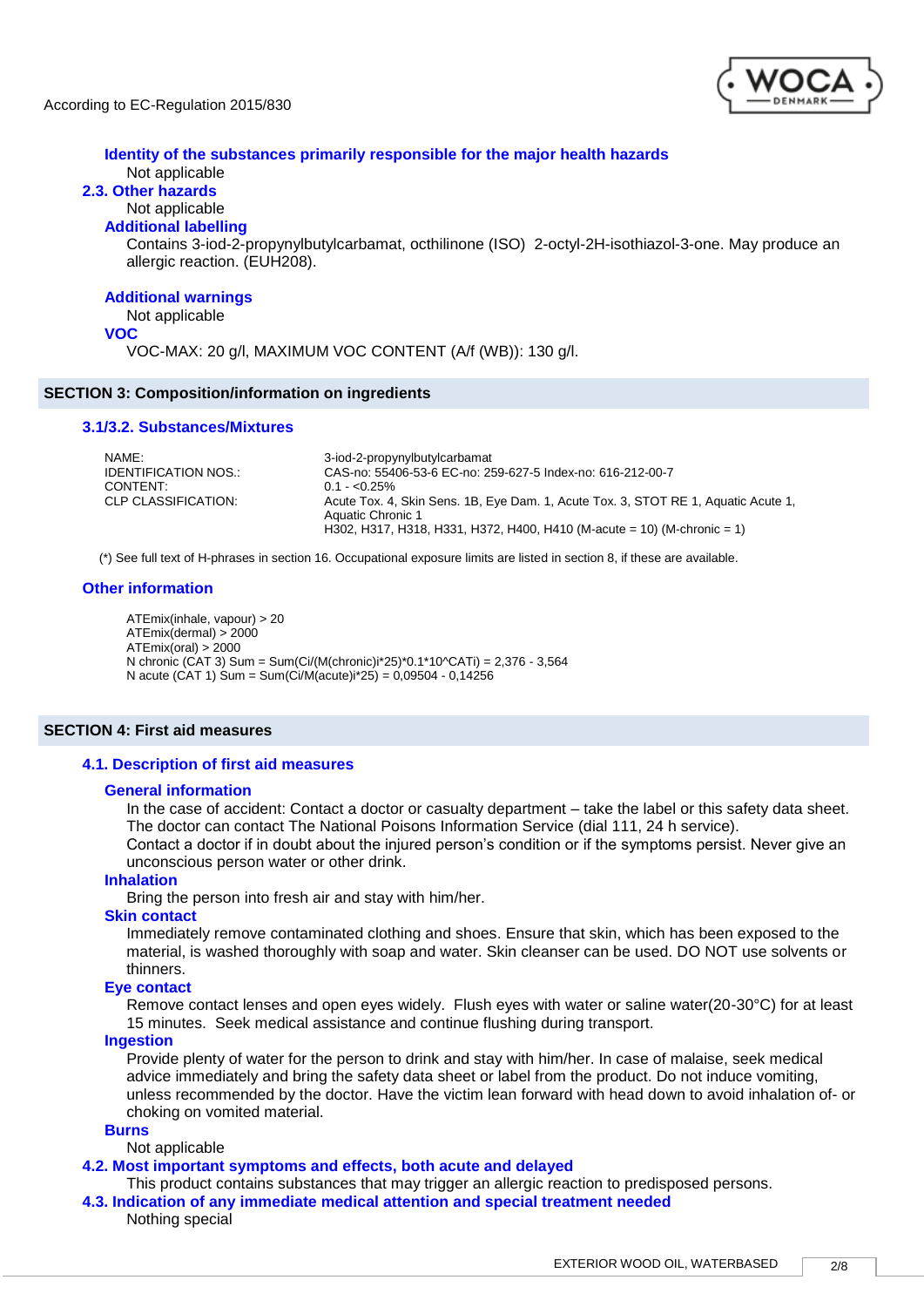#### Identity of the substances primarily responsible for the major health hazards

Not applicable

### 2.3. Other hazards

Not applicable

#### Additional labelling

Contains 3-iod-2-propynylbutylcarbamat, octhilinone (ISO) 2-octyl-2H-isothiazol-3-one. May produce an allergic reaction. (EUH208).

#### Additional warnings

Not applicable

#### VOC

VOC-MAX: 20 g/l, MAXIMUM VOC CONTENT (A/f (WB)): 130 g/l.

## SECTION 3: Composition/information on ingredients

### 3.1/3.2. Substances/Mixtures

| | |
|---|---|
| NAME: | 3-iod-2-propynylbutylcarbamat |
| IDENTIFICATION NOS.: | CAS-no: 55406-53-6 EC-no: 259-627-5 Index-no: 616-212-00-7 |
| CONTENT: | 0.1 - <0.25% |
| CLP CLASSIFICATION: | Acute Tox. 4, Skin Sens. 1B, Eye Dam. 1, Acute Tox. 3, STOT RE 1, Aquatic Acute 1, Aquatic Chronic 1<br>H302, H317, H318, H331, H372, H400, H410 (M-acute = 10) (M-chronic = 1) |

(*) See full text of H-phrases in section 16. Occupational exposure limits are listed in section 8, if these are available.

### Other information

ATEmix(inhale, vapour) > 20
ATEmix(dermal) > 2000
ATEmix(oral) > 2000
N chronic (CAT 3) Sum = Sum(Ci/(M(chronic)i*25)*0.1*10^CATi) = 2,376 - 3,564
N acute (CAT 1) Sum = Sum(Ci/M(acute)i*25) = 0,09504 - 0,14256

## SECTION 4: First aid measures

### 4.1. Description of first aid measures

#### General information

In the case of accident: Contact a doctor or casualty department – take the label or this safety data sheet. The doctor can contact The National Poisons Information Service (dial 111, 24 h service).
Contact a doctor if in doubt about the injured person's condition or if the symptoms persist. Never give an unconscious person water or other drink.

#### Inhalation

Bring the person into fresh air and stay with him/her.

#### Skin contact

Immediately remove contaminated clothing and shoes. Ensure that skin, which has been exposed to the material, is washed thoroughly with soap and water. Skin cleanser can be used. DO NOT use solvents or thinners.

#### Eye contact

Remove contact lenses and open eyes widely. Flush eyes with water or saline water(20-30°C) for at least 15 minutes. Seek medical assistance and continue flushing during transport.

#### Ingestion

Provide plenty of water for the person to drink and stay with him/her. In case of malaise, seek medical advice immediately and bring the safety data sheet or label from the product. Do not induce vomiting, unless recommended by the doctor. Have the victim lean forward with head down to avoid inhalation of- or choking on vomited material.

#### Burns

Not applicable

### 4.2. Most important symptoms and effects, both acute and delayed

This product contains substances that may trigger an allergic reaction to predisposed persons.

### 4.3. Indication of any immediate medical attention and special treatment needed

Nothing special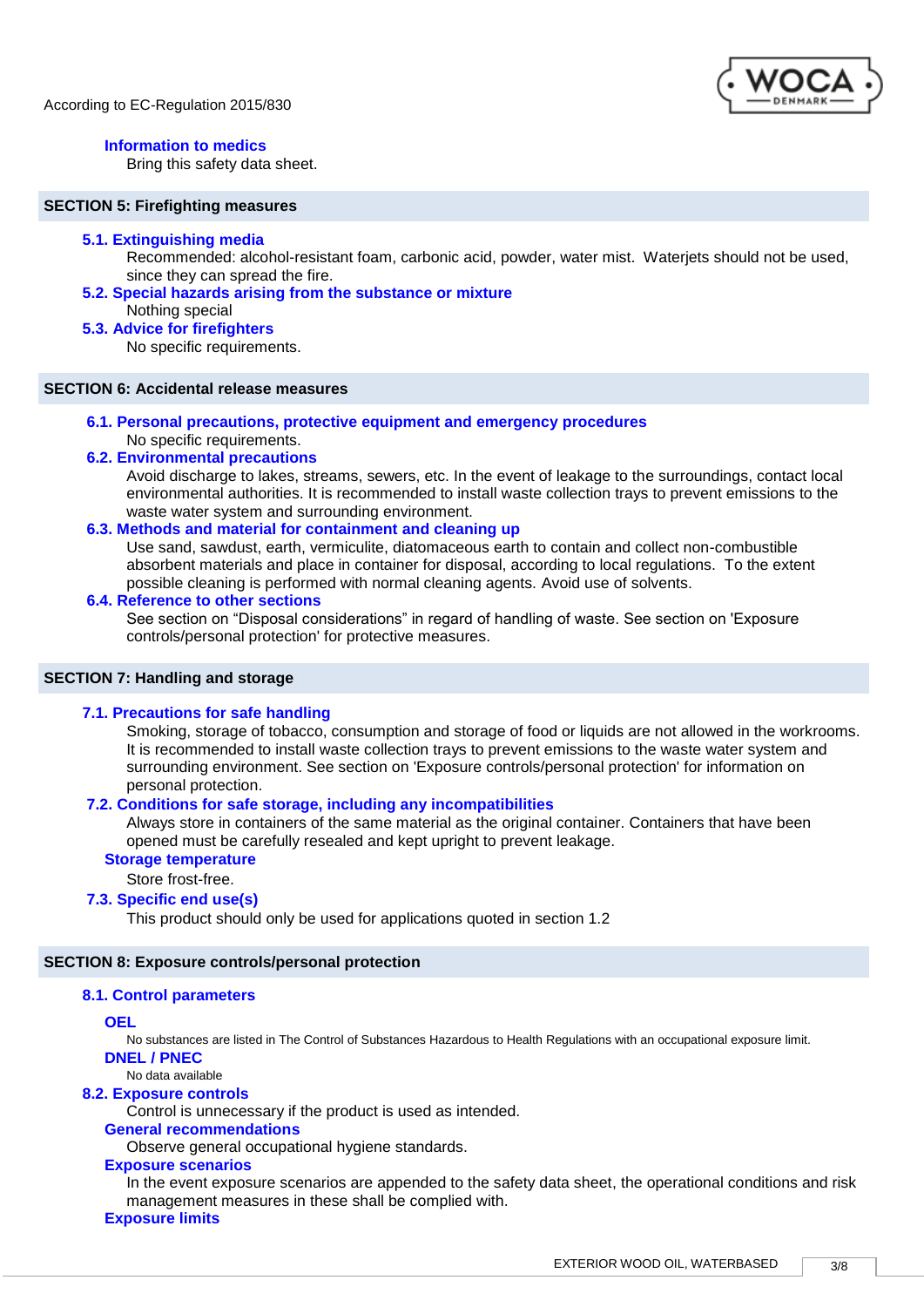**Information to medics**

Bring this safety data sheet.

## SECTION 5: Firefighting measures

### 5.1. Extinguishing media

Recommended: alcohol-resistant foam, carbonic acid, powder, water mist. Waterjets should not be used, since they can spread the fire.

### 5.2. Special hazards arising from the substance or mixture

Nothing special

### 5.3. Advice for firefighters

No specific requirements.

## SECTION 6: Accidental release measures

### 6.1. Personal precautions, protective equipment and emergency procedures

No specific requirements.

### 6.2. Environmental precautions

Avoid discharge to lakes, streams, sewers, etc. In the event of leakage to the surroundings, contact local environmental authorities. It is recommended to install waste collection trays to prevent emissions to the waste water system and surrounding environment.

### 6.3. Methods and material for containment and cleaning up

Use sand, sawdust, earth, vermiculite, diatomaceous earth to contain and collect non-combustible absorbent materials and place in container for disposal, according to local regulations. To the extent possible cleaning is performed with normal cleaning agents. Avoid use of solvents.

### 6.4. Reference to other sections

See section on “Disposal considerations” in regard of handling of waste. See section on 'Exposure controls/personal protection' for protective measures.

## SECTION 7: Handling and storage

### 7.1. Precautions for safe handling

Smoking, storage of tobacco, consumption and storage of food or liquids are not allowed in the workrooms. It is recommended to install waste collection trays to prevent emissions to the waste water system and surrounding environment. See section on 'Exposure controls/personal protection' for information on personal protection.

### 7.2. Conditions for safe storage, including any incompatibilities

Always store in containers of the same material as the original container. Containers that have been opened must be carefully resealed and kept upright to prevent leakage.

**Storage temperature**

Store frost-free.

### 7.3. Specific end use(s)

This product should only be used for applications quoted in section 1.2

## SECTION 8: Exposure controls/personal protection

### 8.1. Control parameters

**OEL**

No substances are listed in The Control of Substances Hazardous to Health Regulations with an occupational exposure limit.

**DNEL / PNEC**

No data available

### 8.2. Exposure controls

Control is unnecessary if the product is used as intended.

**General recommendations**

Observe general occupational hygiene standards.

**Exposure scenarios**

In the event exposure scenarios are appended to the safety data sheet, the operational conditions and risk management measures in these shall be complied with.

**Exposure limits**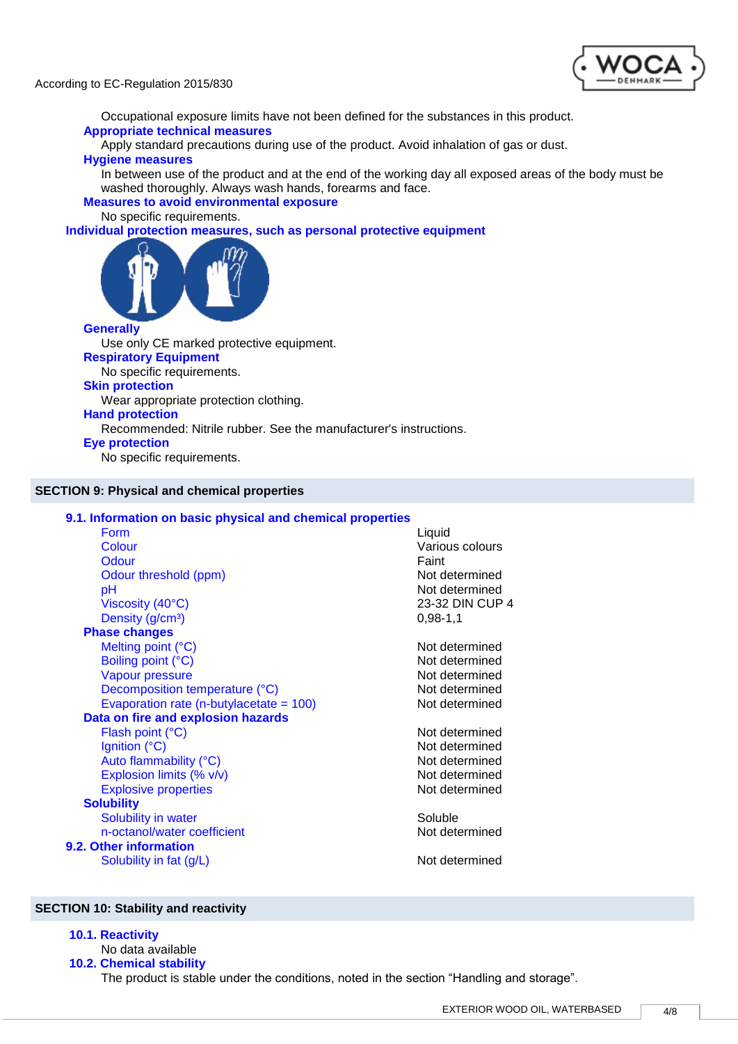Occupational exposure limits have not been defined for the substances in this product.

**Appropriate technical measures**

Apply standard precautions during use of the product. Avoid inhalation of gas or dust.

**Hygiene measures**

In between use of the product and at the end of the working day all exposed areas of the body must be washed thoroughly. Always wash hands, forearms and face.

**Measures to avoid environmental exposure**

No specific requirements.

**Individual protection measures, such as personal protective equipment**

**Generally**

Use only CE marked protective equipment.

**Respiratory Equipment**

No specific requirements.

**Skin protection**

Wear appropriate protection clothing.

**Hand protection**

Recommended: Nitrile rubber. See the manufacturer's instructions.

**Eye protection**

No specific requirements.

## SECTION 9: Physical and chemical properties

### 9.1. Information on basic physical and chemical properties

| Property | Value |
|---|---|
| Form | Liquid |
| Colour | Various colours |
| Odour | Faint |
| Odour threshold (ppm) | Not determined |
| pH | Not determined |
| Viscosity (40°C) | 23-32 DIN CUP 4 |
| Density (g/cm³) | 0,98-1,1 |
| **Phase changes** | |
| Melting point (°C) | Not determined |
| Boiling point (°C) | Not determined |
| Vapour pressure | Not determined |
| Decomposition temperature (°C) | Not determined |
| Evaporation rate (n-butylacetate = 100) | Not determined |
| **Data on fire and explosion hazards** | |
| Flash point (°C) | Not determined |
| Ignition (°C) | Not determined |
| Auto flammability (°C) | Not determined |
| Explosion limits (% v/v) | Not determined |
| Explosive properties | Not determined |
| **Solubility** | |
| Solubility in water | Soluble |
| n-octanol/water coefficient | Not determined |

### 9.2. Other information

| Property | Value |
|---|---|
| Solubility in fat (g/L) | Not determined |

## SECTION 10: Stability and reactivity

### 10.1. Reactivity

No data available

### 10.2. Chemical stability

The product is stable under the conditions, noted in the section “Handling and storage”.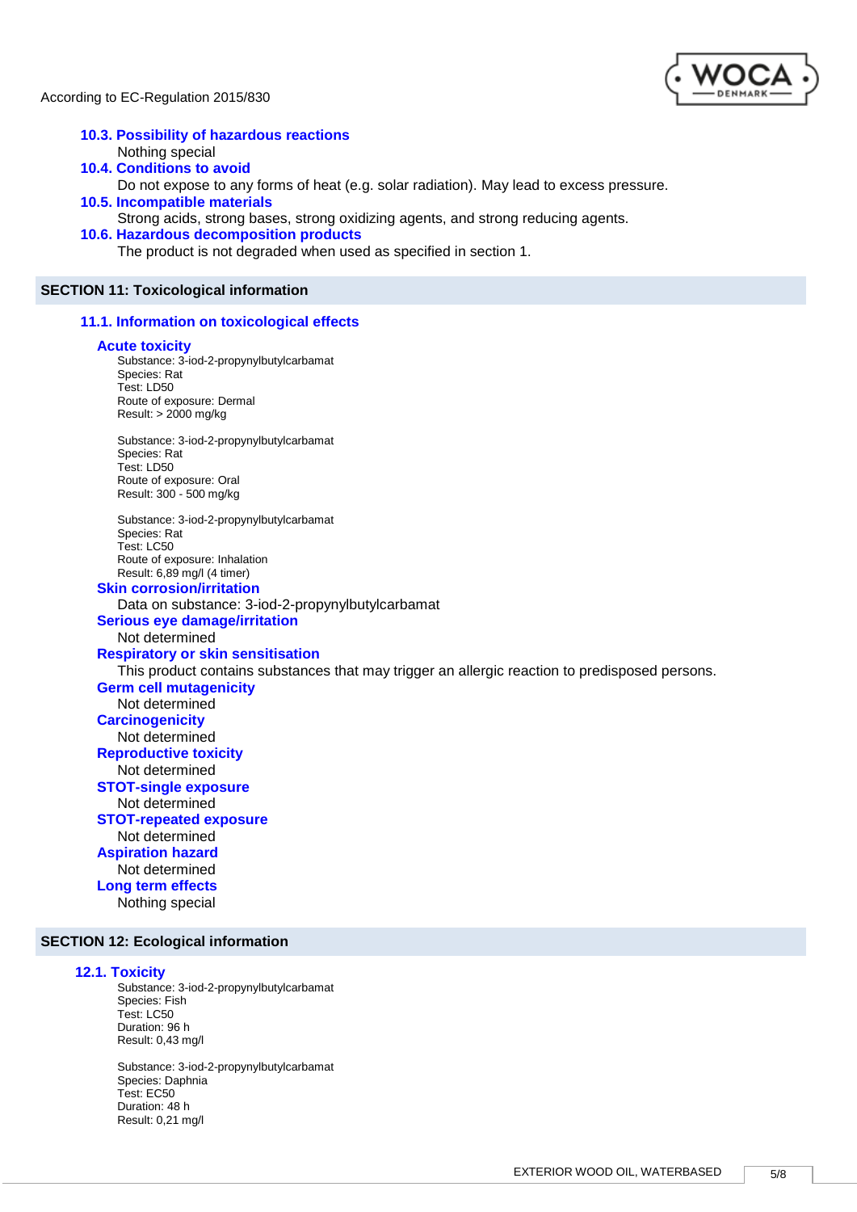### 10.3. Possibility of hazardous reactions

Nothing special

### 10.4. Conditions to avoid

Do not expose to any forms of heat (e.g. solar radiation). May lead to excess pressure.

### 10.5. Incompatible materials

Strong acids, strong bases, strong oxidizing agents, and strong reducing agents.

### 10.6. Hazardous decomposition products

The product is not degraded when used as specified in section 1.

## SECTION 11: Toxicological information

### 11.1. Information on toxicological effects

#### Acute toxicity

Substance: 3-iod-2-propynylbutylcarbamat
Species: Rat
Test: LD50
Route of exposure: Dermal
Result: > 2000 mg/kg

Substance: 3-iod-2-propynylbutylcarbamat
Species: Rat
Test: LD50
Route of exposure: Oral
Result: 300 - 500 mg/kg

Substance: 3-iod-2-propynylbutylcarbamat
Species: Rat
Test: LC50
Route of exposure: Inhalation
Result: 6,89 mg/l (4 timer)

#### Skin corrosion/irritation

Data on substance: 3-iod-2-propynylbutylcarbamat

#### Serious eye damage/irritation

Not determined

#### Respiratory or skin sensitisation

This product contains substances that may trigger an allergic reaction to predisposed persons.

#### Germ cell mutagenicity

Not determined

#### Carcinogenicity

Not determined

#### Reproductive toxicity

Not determined

#### STOT-single exposure

Not determined

#### STOT-repeated exposure

Not determined

#### Aspiration hazard

Not determined

#### Long term effects

Nothing special

## SECTION 12: Ecological information

### 12.1. Toxicity

Substance: 3-iod-2-propynylbutylcarbamat
Species: Fish
Test: LC50
Duration: 96 h
Result: 0,43 mg/l

Substance: 3-iod-2-propynylbutylcarbamat
Species: Daphnia
Test: EC50
Duration: 48 h
Result: 0,21 mg/l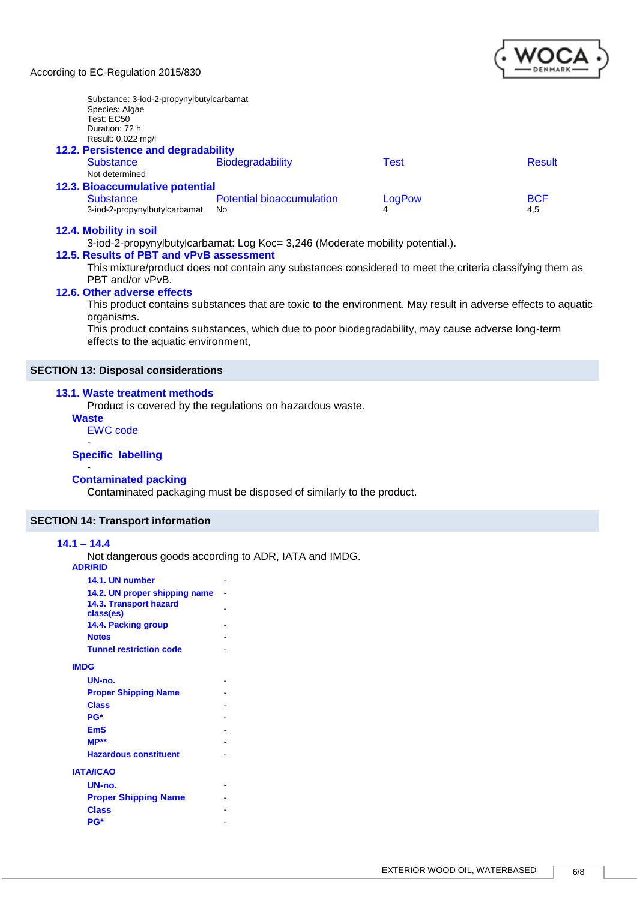Substance: 3-iod-2-propynylbutylcarbamat
Species: Algae
Test: EC50
Duration: 72 h
Result: 0,022 mg/l

### 12.2. Persistence and degradability

| Substance | Biodegradability | Test | Result |
|---|---|---|---|
| Not determined | | | |

### 12.3. Bioaccumulative potential

| Substance | Potential bioaccumulation | LogPow | BCF |
|---|---|---|---|
| 3-iod-2-propynylbutylcarbamat | No | 4 | 4,5 |

### 12.4. Mobility in soil

3-iod-2-propynylbutylcarbamat: Log Koc= 3,246 (Moderate mobility potential.).

### 12.5. Results of PBT and vPvB assessment

This mixture/product does not contain any substances considered to meet the criteria classifying them as PBT and/or vPvB.

### 12.6. Other adverse effects

This product contains substances that are toxic to the environment. May result in adverse effects to aquatic organisms.
This product contains substances, which due to poor biodegradability, may cause adverse long-term effects to the aquatic environment,

## SECTION 13: Disposal considerations

### 13.1. Waste treatment methods

Product is covered by the regulations on hazardous waste.

**Waste**

EWC code

-

**Specific labelling**

-

**Contaminated packing**

Contaminated packaging must be disposed of similarly to the product.

## SECTION 14: Transport information

### 14.1 – 14.4

Not dangerous goods according to ADR, IATA and IMDG.

**ADR/RID**

| | |
|---|---|
| **14.1. UN number** | - |
| **14.2. UN proper shipping name** | - |
| **14.3. Transport hazard class(es)** | - |
| **14.4. Packing group** | - |
| **Notes** | - |
| **Tunnel restriction code** | - |

**IMDG**

| | |
|---|---|
| **UN-no.** | - |
| **Proper Shipping Name** | - |
| **Class** | - |
| **PG*** | - |
| **EmS** | - |
| **MP**** | - |
| **Hazardous constituent** | - |

**IATA/ICAO**

| | |
|---|---|
| **UN-no.** | - |
| **Proper Shipping Name** | - |
| **Class** | - |
| **PG*** | - |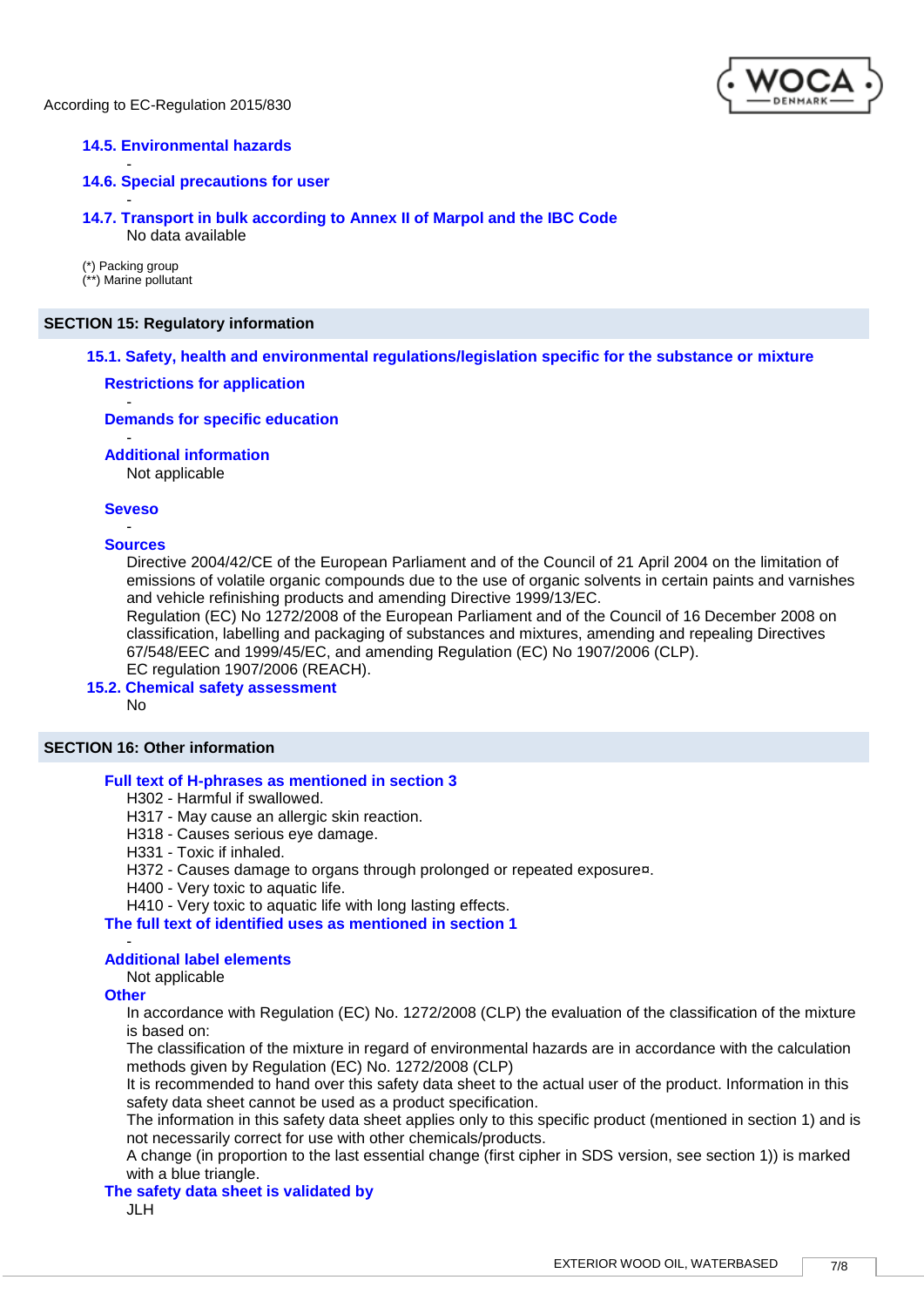### 14.5. Environmental hazards

-

### 14.6. Special precautions for user

-

### 14.7. Transport in bulk according to Annex II of Marpol and the IBC Code

No data available

(*) Packing group
(**) Marine pollutant

## SECTION 15: Regulatory information

### 15.1. Safety, health and environmental regulations/legislation specific for the substance or mixture

**Restrictions for application**

-

**Demands for specific education**

-

**Additional information**

Not applicable

**Seveso**

-

**Sources**

Directive 2004/42/CE of the European Parliament and of the Council of 21 April 2004 on the limitation of emissions of volatile organic compounds due to the use of organic solvents in certain paints and varnishes and vehicle refinishing products and amending Directive 1999/13/EC.
Regulation (EC) No 1272/2008 of the European Parliament and of the Council of 16 December 2008 on classification, labelling and packaging of substances and mixtures, amending and repealing Directives 67/548/EEC and 1999/45/EC, and amending Regulation (EC) No 1907/2006 (CLP).
EC regulation 1907/2006 (REACH).

### 15.2. Chemical safety assessment

No

## SECTION 16: Other information

**Full text of H-phrases as mentioned in section 3**

H302 - Harmful if swallowed.
H317 - May cause an allergic skin reaction.
H318 - Causes serious eye damage.
H331 - Toxic if inhaled.
H372 - Causes damage to organs through prolonged or repeated exposure¤.
H400 - Very toxic to aquatic life.
H410 - Very toxic to aquatic life with long lasting effects.

**The full text of identified uses as mentioned in section 1**

-

**Additional label elements**

Not applicable

**Other**

In accordance with Regulation (EC) No. 1272/2008 (CLP) the evaluation of the classification of the mixture is based on:
The classification of the mixture in regard of environmental hazards are in accordance with the calculation methods given by Regulation (EC) No. 1272/2008 (CLP)
It is recommended to hand over this safety data sheet to the actual user of the product. Information in this safety data sheet cannot be used as a product specification.
The information in this safety data sheet applies only to this specific product (mentioned in section 1) and is not necessarily correct for use with other chemicals/products.
A change (in proportion to the last essential change (first cipher in SDS version, see section 1)) is marked with a blue triangle.

**The safety data sheet is validated by**

JLH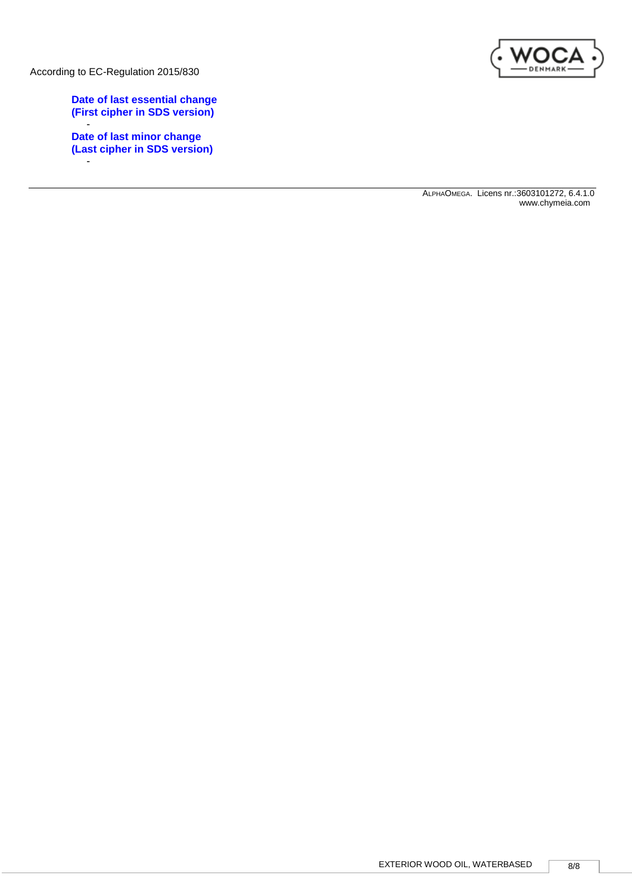**Date of last essential change**
**(First cipher in SDS version)**

-

**Date of last minor change**
**(Last cipher in SDS version)**

-

---

AlphaOmega. Licens nr.:3603101272, 6.4.1.0
www.chymeia.com